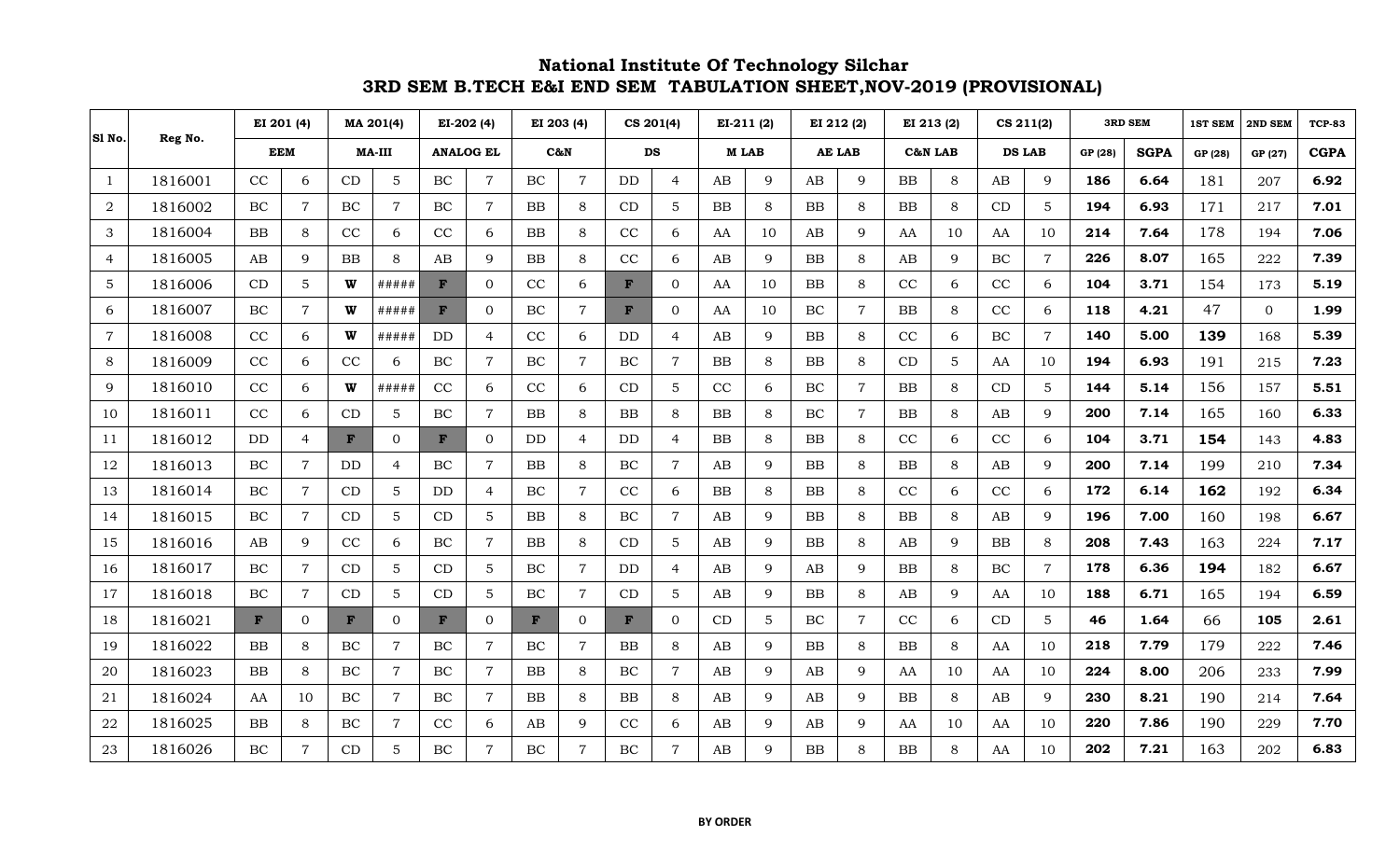# National Institute Of Technology Silchar
## 3RD SEM B.TECH E&I END SEM TABULATION SHEET,NOV-2019 (PROVISIONAL)

| Sl No. | Reg No. | EI 201 (4) | | MA 201(4) | | EI-202 (4) | | EI 203 (4) | | CS 201(4) | | EI-211 (2) | | EI 212 (2) | | EI 213 (2) | | CS 211(2) | | 3RD SEM | | 1ST SEM | 2ND SEM | TCP-83 |
|---|---|---|---|---|---|---|---|---|---|---|---|---|---|---|---|---|---|---|---|---|---|---|---|---|
| | | EEM | | MA-III | | ANALOG EL | | C&N | | DS | | M LAB | | AE LAB | | C&N LAB | | DS LAB | | GP (28) | SGPA | GP (28) | GP (27) | CGPA |
| 1 | 1816001 | CC | 6 | CD | 5 | BC | 7 | BC | 7 | DD | 4 | AB | 9 | AB | 9 | BB | 8 | AB | 9 | 186 | 6.64 | 181 | 207 | 6.92 |
| 2 | 1816002 | BC | 7 | BC | 7 | BC | 7 | BB | 8 | CD | 5 | BB | 8 | BB | 8 | BB | 8 | CD | 5 | 194 | 6.93 | 171 | 217 | 7.01 |
| 3 | 1816004 | BB | 8 | CC | 6 | CC | 6 | BB | 8 | CC | 6 | AA | 10 | AB | 9 | AA | 10 | AA | 10 | 214 | 7.64 | 178 | 194 | 7.06 |
| 4 | 1816005 | AB | 9 | BB | 8 | AB | 9 | BB | 8 | CC | 6 | AB | 9 | BB | 8 | AB | 9 | BC | 7 | 226 | 8.07 | 165 | 222 | 7.39 |
| 5 | 1816006 | CD | 5 | W | ##### | F | 0 | CC | 6 | F | 0 | AA | 10 | BB | 8 | CC | 6 | CC | 6 | 104 | 3.71 | 154 | 173 | 5.19 |
| 6 | 1816007 | BC | 7 | W | ##### | F | 0 | BC | 7 | F | 0 | AA | 10 | BC | 7 | BB | 8 | CC | 6 | 118 | 4.21 | 47 | 0 | 1.99 |
| 7 | 1816008 | CC | 6 | W | ##### | DD | 4 | CC | 6 | DD | 4 | AB | 9 | BB | 8 | CC | 6 | BC | 7 | 140 | 5.00 | 139 | 168 | 5.39 |
| 8 | 1816009 | CC | 6 | CC | 6 | BC | 7 | BC | 7 | BC | 7 | BB | 8 | BB | 8 | CD | 5 | AA | 10 | 194 | 6.93 | 191 | 215 | 7.23 |
| 9 | 1816010 | CC | 6 | W | ##### | CC | 6 | CC | 6 | CD | 5 | CC | 6 | BC | 7 | BB | 8 | CD | 5 | 144 | 5.14 | 156 | 157 | 5.51 |
| 10 | 1816011 | CC | 6 | CD | 5 | BC | 7 | BB | 8 | BB | 8 | BB | 8 | BC | 7 | BB | 8 | AB | 9 | 200 | 7.14 | 165 | 160 | 6.33 |
| 11 | 1816012 | DD | 4 | F | 0 | F | 0 | DD | 4 | DD | 4 | BB | 8 | BB | 8 | CC | 6 | CC | 6 | 104 | 3.71 | 154 | 143 | 4.83 |
| 12 | 1816013 | BC | 7 | DD | 4 | BC | 7 | BB | 8 | BC | 7 | AB | 9 | BB | 8 | BB | 8 | AB | 9 | 200 | 7.14 | 199 | 210 | 7.34 |
| 13 | 1816014 | BC | 7 | CD | 5 | DD | 4 | BC | 7 | CC | 6 | BB | 8 | BB | 8 | CC | 6 | CC | 6 | 172 | 6.14 | 162 | 192 | 6.34 |
| 14 | 1816015 | BC | 7 | CD | 5 | CD | 5 | BB | 8 | BC | 7 | AB | 9 | BB | 8 | BB | 8 | AB | 9 | 196 | 7.00 | 160 | 198 | 6.67 |
| 15 | 1816016 | AB | 9 | CC | 6 | BC | 7 | BB | 8 | CD | 5 | AB | 9 | BB | 8 | AB | 9 | BB | 8 | 208 | 7.43 | 163 | 224 | 7.17 |
| 16 | 1816017 | BC | 7 | CD | 5 | CD | 5 | BC | 7 | DD | 4 | AB | 9 | AB | 9 | BB | 8 | BC | 7 | 178 | 6.36 | 194 | 182 | 6.67 |
| 17 | 1816018 | BC | 7 | CD | 5 | CD | 5 | BC | 7 | CD | 5 | AB | 9 | BB | 8 | AB | 9 | AA | 10 | 188 | 6.71 | 165 | 194 | 6.59 |
| 18 | 1816021 | F | 0 | F | 0 | F | 0 | F | 0 | F | 0 | CD | 5 | BC | 7 | CC | 6 | CD | 5 | 46 | 1.64 | 66 | 105 | 2.61 |
| 19 | 1816022 | BB | 8 | BC | 7 | BC | 7 | BC | 7 | BB | 8 | AB | 9 | BB | 8 | BB | 8 | AA | 10 | 218 | 7.79 | 179 | 222 | 7.46 |
| 20 | 1816023 | BB | 8 | BC | 7 | BC | 7 | BB | 8 | BC | 7 | AB | 9 | AB | 9 | AA | 10 | AA | 10 | 224 | 8.00 | 206 | 233 | 7.99 |
| 21 | 1816024 | AA | 10 | BC | 7 | BC | 7 | BB | 8 | BB | 8 | AB | 9 | AB | 9 | BB | 8 | AB | 9 | 230 | 8.21 | 190 | 214 | 7.64 |
| 22 | 1816025 | BB | 8 | BC | 7 | CC | 6 | AB | 9 | CC | 6 | AB | 9 | AB | 9 | AA | 10 | AA | 10 | 220 | 7.86 | 190 | 229 | 7.70 |
| 23 | 1816026 | BC | 7 | CD | 5 | BC | 7 | BC | 7 | BC | 7 | AB | 9 | BB | 8 | BB | 8 | AA | 10 | 202 | 7.21 | 163 | 202 | 6.83 |

**BY ORDER**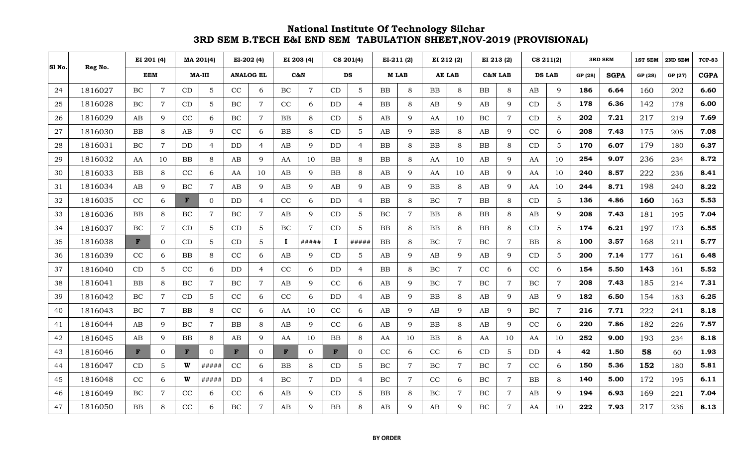# National Institute Of Technology Silchar

## 3RD SEM B.TECH E&I END SEM TABULATION SHEET,NOV-2019 (PROVISIONAL)

| Sl No. | Reg No. | EI 201 (4) | | MA 201(4) | | EI-202 (4) | | EI 203 (4) | | CS 201(4) | | EI-211 (2) | | EI 212 (2) | | EI 213 (2) | | CS 211(2) | | 3RD SEM | | 1ST SEM | 2ND SEM | TCP-83 |
|---|---|---|---|---|---|---|---|---|---|---|---|---|---|---|---|---|---|---|---|---|---|---|---|---|
| | | EEM | | MA-III | | ANALOG EL | | C&N | | DS | | M LAB | | AE LAB | | C&N LAB | | DS LAB | | GP (28) | SGPA | GP (28) | GP (27) | CGPA |
| 24 | 1816027 | BC | 7 | CD | 5 | CC | 6 | BC | 7 | CD | 5 | BB | 8 | BB | 8 | BB | 8 | AB | 9 | **186** | **6.64** | 160 | 202 | **6.60** |
| 25 | 1816028 | BC | 7 | CD | 5 | BC | 7 | CC | 6 | DD | 4 | BB | 8 | AB | 9 | AB | 9 | CD | 5 | **178** | **6.36** | 142 | 178 | **6.00** |
| 26 | 1816029 | AB | 9 | CC | 6 | BC | 7 | BB | 8 | CD | 5 | AB | 9 | AA | 10 | BC | 7 | CD | 5 | **202** | **7.21** | 217 | 219 | **7.69** |
| 27 | 1816030 | BB | 8 | AB | 9 | CC | 6 | BB | 8 | CD | 5 | AB | 9 | BB | 8 | AB | 9 | CC | 6 | **208** | **7.43** | 175 | 205 | **7.08** |
| 28 | 1816031 | BC | 7 | DD | 4 | DD | 4 | AB | 9 | DD | 4 | BB | 8 | BB | 8 | BB | 8 | CD | 5 | **170** | **6.07** | 179 | 180 | **6.37** |
| 29 | 1816032 | AA | 10 | BB | 8 | AB | 9 | AA | 10 | BB | 8 | BB | 8 | AA | 10 | AB | 9 | AA | 10 | **254** | **9.07** | 236 | 234 | **8.72** |
| 30 | 1816033 | BB | 8 | CC | 6 | AA | 10 | AB | 9 | BB | 8 | AB | 9 | AA | 10 | AB | 9 | AA | 10 | **240** | **8.57** | 222 | 236 | **8.41** |
| 31 | 1816034 | AB | 9 | BC | 7 | AB | 9 | AB | 9 | AB | 9 | AB | 9 | BB | 8 | AB | 9 | AA | 10 | **244** | **8.71** | 198 | 240 | **8.22** |
| 32 | 1816035 | CC | 6 | **F** | 0 | DD | 4 | CC | 6 | DD | 4 | BB | 8 | BC | 7 | BB | 8 | CD | 5 | **136** | **4.86** | **160** | 163 | **5.53** |
| 33 | 1816036 | BB | 8 | BC | 7 | BC | 7 | AB | 9 | CD | 5 | BC | 7 | BB | 8 | BB | 8 | AB | 9 | **208** | **7.43** | 181 | 195 | **7.04** |
| 34 | 1816037 | BC | 7 | CD | 5 | CD | 5 | BC | 7 | CD | 5 | BB | 8 | BB | 8 | BB | 8 | CD | 5 | **174** | **6.21** | 197 | 173 | **6.55** |
| 35 | 1816038 | **F** | 0 | CD | 5 | CD | 5 | **I** | ##### | **I** | ##### | BB | 8 | BC | 7 | BC | 7 | BB | 8 | **100** | **3.57** | 168 | 211 | **5.77** |
| 36 | 1816039 | CC | 6 | BB | 8 | CC | 6 | AB | 9 | CD | 5 | AB | 9 | AB | 9 | AB | 9 | CD | 5 | **200** | **7.14** | 177 | 161 | **6.48** |
| 37 | 1816040 | CD | 5 | CC | 6 | DD | 4 | CC | 6 | DD | 4 | BB | 8 | BC | 7 | CC | 6 | CC | 6 | **154** | **5.50** | **143** | 161 | **5.52** |
| 38 | 1816041 | BB | 8 | BC | 7 | BC | 7 | AB | 9 | CC | 6 | AB | 9 | BC | 7 | BC | 7 | BC | 7 | **208** | **7.43** | 185 | 214 | **7.31** |
| 39 | 1816042 | BC | 7 | CD | 5 | CC | 6 | CC | 6 | DD | 4 | AB | 9 | BB | 8 | AB | 9 | AB | 9 | **182** | **6.50** | 154 | 183 | **6.25** |
| 40 | 1816043 | BC | 7 | BB | 8 | CC | 6 | AA | 10 | CC | 6 | AB | 9 | AB | 9 | AB | 9 | BC | 7 | **216** | **7.71** | 222 | 241 | **8.18** |
| 41 | 1816044 | AB | 9 | BC | 7 | BB | 8 | AB | 9 | CC | 6 | AB | 9 | BB | 8 | AB | 9 | CC | 6 | **220** | **7.86** | 182 | 226 | **7.57** |
| 42 | 1816045 | AB | 9 | BB | 8 | AB | 9 | AA | 10 | BB | 8 | AA | 10 | BB | 8 | AA | 10 | AA | 10 | **252** | **9.00** | 193 | 234 | **8.18** |
| 43 | 1816046 | **F** | 0 | **F** | 0 | **F** | 0 | **F** | 0 | **F** | 0 | CC | 6 | CC | 6 | CD | 5 | DD | 4 | **42** | **1.50** | **58** | 60 | **1.93** |
| 44 | 1816047 | CD | 5 | **W** | ##### | CC | 6 | BB | 8 | CD | 5 | BC | 7 | BC | 7 | BC | 7 | CC | 6 | **150** | **5.36** | **152** | 180 | **5.81** |
| 45 | 1816048 | CC | 6 | **W** | ##### | DD | 4 | BC | 7 | DD | 4 | BC | 7 | CC | 6 | BC | 7 | BB | 8 | **140** | **5.00** | 172 | 195 | **6.11** |
| 46 | 1816049 | BC | 7 | CC | 6 | CC | 6 | AB | 9 | CD | 5 | BB | 8 | BC | 7 | BC | 7 | AB | 9 | **194** | **6.93** | 169 | 221 | **7.04** |
| 47 | 1816050 | BB | 8 | CC | 6 | BC | 7 | AB | 9 | BB | 8 | AB | 9 | AB | 9 | BC | 7 | AA | 10 | **222** | **7.93** | 217 | 236 | **8.13** |

**BY ORDER**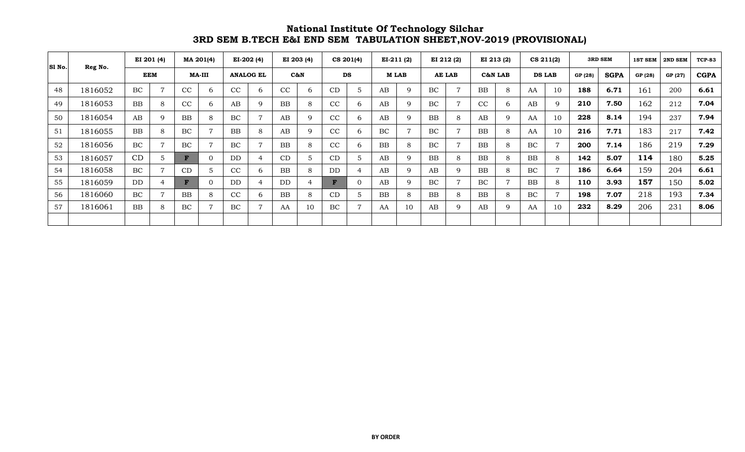# National Institute Of Technology Silchar

## 3RD SEM B.TECH E&I END SEM TABULATION SHEET,NOV-2019 (PROVISIONAL)

| Sl No. | Reg No. | EI 201 (4) | | MA 201(4) | | EI-202 (4) | | EI 203 (4) | | CS 201(4) | | EI-211 (2) | | EI 212 (2) | | EI 213 (2) | | CS 211(2) | | 3RD SEM | | 1ST SEM | 2ND SEM | TCP-83 |
|---|---|---|---|---|---|---|---|---|---|---|---|---|---|---|---|---|---|---|---|---|---|---|---|---|
| | | EEM | | MA-III | | ANALOG EL | | C&N | | DS | | M LAB | | AE LAB | | C&N LAB | | DS LAB | | GP (28) | SGPA | GP (28) | GP (27) | CGPA |
| 48 | 1816052 | BC | 7 | CC | 6 | CC | 6 | CC | 6 | CD | 5 | AB | 9 | BC | 7 | BB | 8 | AA | 10 | **188** | **6.71** | 161 | 200 | **6.61** |
| 49 | 1816053 | BB | 8 | CC | 6 | AB | 9 | BB | 8 | CC | 6 | AB | 9 | BC | 7 | CC | 6 | AB | 9 | **210** | **7.50** | 162 | 212 | **7.04** |
| 50 | 1816054 | AB | 9 | BB | 8 | BC | 7 | AB | 9 | CC | 6 | AB | 9 | BB | 8 | AB | 9 | AA | 10 | **228** | **8.14** | 194 | 237 | **7.94** |
| 51 | 1816055 | BB | 8 | BC | 7 | BB | 8 | AB | 9 | CC | 6 | BC | 7 | BC | 7 | BB | 8 | AA | 10 | **216** | **7.71** | 183 | 217 | **7.42** |
| 52 | 1816056 | BC | 7 | BC | 7 | BC | 7 | BB | 8 | CC | 6 | BB | 8 | BC | 7 | BB | 8 | BC | 7 | **200** | **7.14** | 186 | 219 | **7.29** |
| 53 | 1816057 | CD | 5 | F | 0 | DD | 4 | CD | 5 | CD | 5 | AB | 9 | BB | 8 | BB | 8 | BB | 8 | **142** | **5.07** | **114** | 180 | **5.25** |
| 54 | 1816058 | BC | 7 | CD | 5 | CC | 6 | BB | 8 | DD | 4 | AB | 9 | AB | 9 | BB | 8 | BC | 7 | **186** | **6.64** | 159 | 204 | **6.61** |
| 55 | 1816059 | DD | 4 | F | 0 | DD | 4 | DD | 4 | F | 0 | AB | 9 | BC | 7 | BC | 7 | BB | 8 | **110** | **3.93** | **157** | 150 | **5.02** |
| 56 | 1816060 | BC | 7 | BB | 8 | CC | 6 | BB | 8 | CD | 5 | BB | 8 | BB | 8 | BB | 8 | BC | 7 | **198** | **7.07** | 218 | 193 | **7.34** |
| 57 | 1816061 | BB | 8 | BC | 7 | BC | 7 | AA | 10 | BC | 7 | AA | 10 | AB | 9 | AB | 9 | AA | 10 | **232** | **8.29** | 206 | 231 | **8.06** |
| | | | | | | | | | | | | | | | | | | | | | | | | |

**BY ORDER**